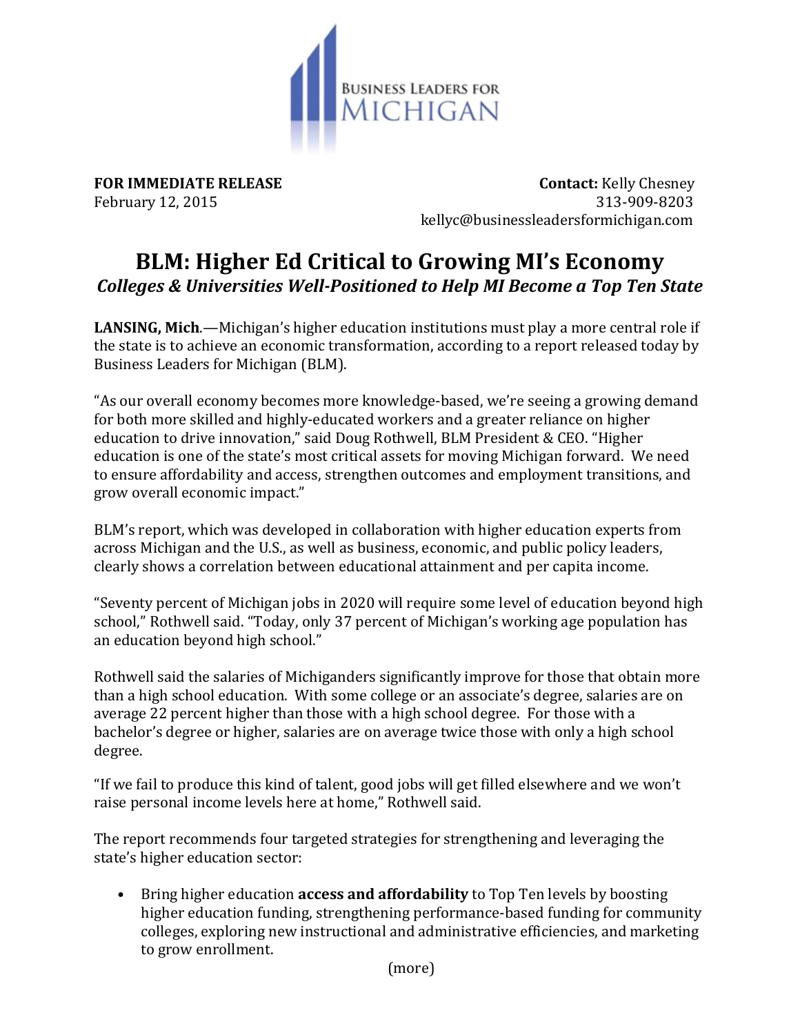BUSINESS LEADERS FOR MICHIGAN

**FOR IMMEDIATE RELEASE**
February 12, 2015

**Contact:** Kelly Chesney
313-909-8203
kellyc@businessleadersformichigan.com

# BLM: Higher Ed Critical to Growing MI's Economy

## *Colleges & Universities Well-Positioned to Help MI Become a Top Ten State*

**LANSING, Mich**.—Michigan's higher education institutions must play a more central role if the state is to achieve an economic transformation, according to a report released today by Business Leaders for Michigan (BLM).

"As our overall economy becomes more knowledge-based, we're seeing a growing demand for both more skilled and highly-educated workers and a greater reliance on higher education to drive innovation," said Doug Rothwell, BLM President & CEO. "Higher education is one of the state's most critical assets for moving Michigan forward. We need to ensure affordability and access, strengthen outcomes and employment transitions, and grow overall economic impact."

BLM's report, which was developed in collaboration with higher education experts from across Michigan and the U.S., as well as business, economic, and public policy leaders, clearly shows a correlation between educational attainment and per capita income.

"Seventy percent of Michigan jobs in 2020 will require some level of education beyond high school," Rothwell said. "Today, only 37 percent of Michigan's working age population has an education beyond high school."

Rothwell said the salaries of Michiganders significantly improve for those that obtain more than a high school education. With some college or an associate's degree, salaries are on average 22 percent higher than those with a high school degree. For those with a bachelor's degree or higher, salaries are on average twice those with only a high school degree.

"If we fail to produce this kind of talent, good jobs will get filled elsewhere and we won't raise personal income levels here at home," Rothwell said.

The report recommends four targeted strategies for strengthening and leveraging the state's higher education sector:

- Bring higher education **access and affordability** to Top Ten levels by boosting higher education funding, strengthening performance-based funding for community colleges, exploring new instructional and administrative efficiencies, and marketing to grow enrollment.

(more)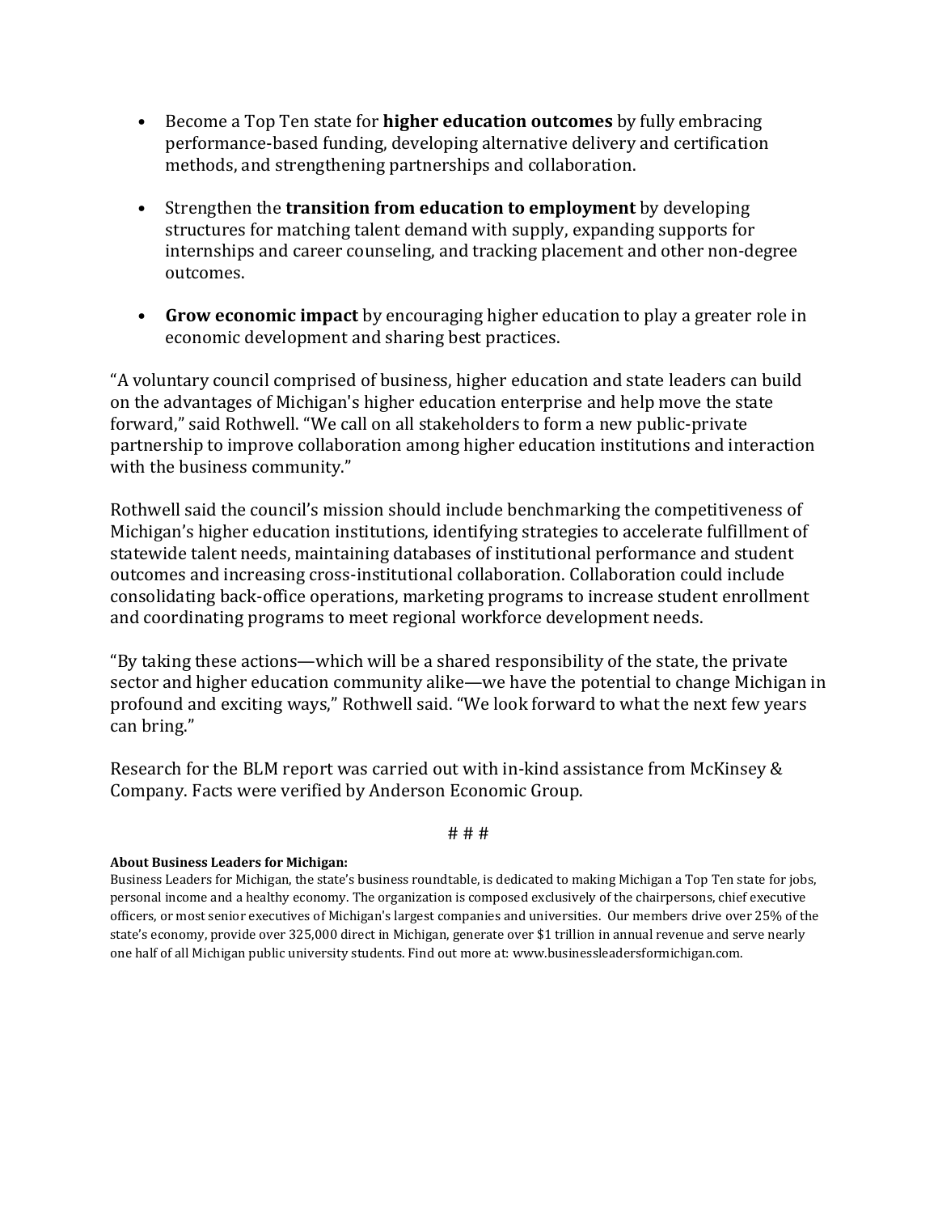- Become a Top Ten state for **higher education outcomes** by fully embracing performance-based funding, developing alternative delivery and certification methods, and strengthening partnerships and collaboration.

- Strengthen the **transition from education to employment** by developing structures for matching talent demand with supply, expanding supports for internships and career counseling, and tracking placement and other non-degree outcomes.

- **Grow economic impact** by encouraging higher education to play a greater role in economic development and sharing best practices.

"A voluntary council comprised of business, higher education and state leaders can build on the advantages of Michigan's higher education enterprise and help move the state forward," said Rothwell. "We call on all stakeholders to form a new public-private partnership to improve collaboration among higher education institutions and interaction with the business community."

Rothwell said the council's mission should include benchmarking the competitiveness of Michigan's higher education institutions, identifying strategies to accelerate fulfillment of statewide talent needs, maintaining databases of institutional performance and student outcomes and increasing cross-institutional collaboration. Collaboration could include consolidating back-office operations, marketing programs to increase student enrollment and coordinating programs to meet regional workforce development needs.

"By taking these actions—which will be a shared responsibility of the state, the private sector and higher education community alike—we have the potential to change Michigan in profound and exciting ways," Rothwell said. "We look forward to what the next few years can bring."

Research for the BLM report was carried out with in-kind assistance from McKinsey & Company. Facts were verified by Anderson Economic Group.

# # #

**About Business Leaders for Michigan:**
Business Leaders for Michigan, the state's business roundtable, is dedicated to making Michigan a Top Ten state for jobs, personal income and a healthy economy. The organization is composed exclusively of the chairpersons, chief executive officers, or most senior executives of Michigan's largest companies and universities. Our members drive over 25% of the state's economy, provide over 325,000 direct in Michigan, generate over $1 trillion in annual revenue and serve nearly one half of all Michigan public university students. Find out more at: www.businessleadersformichigan.com.